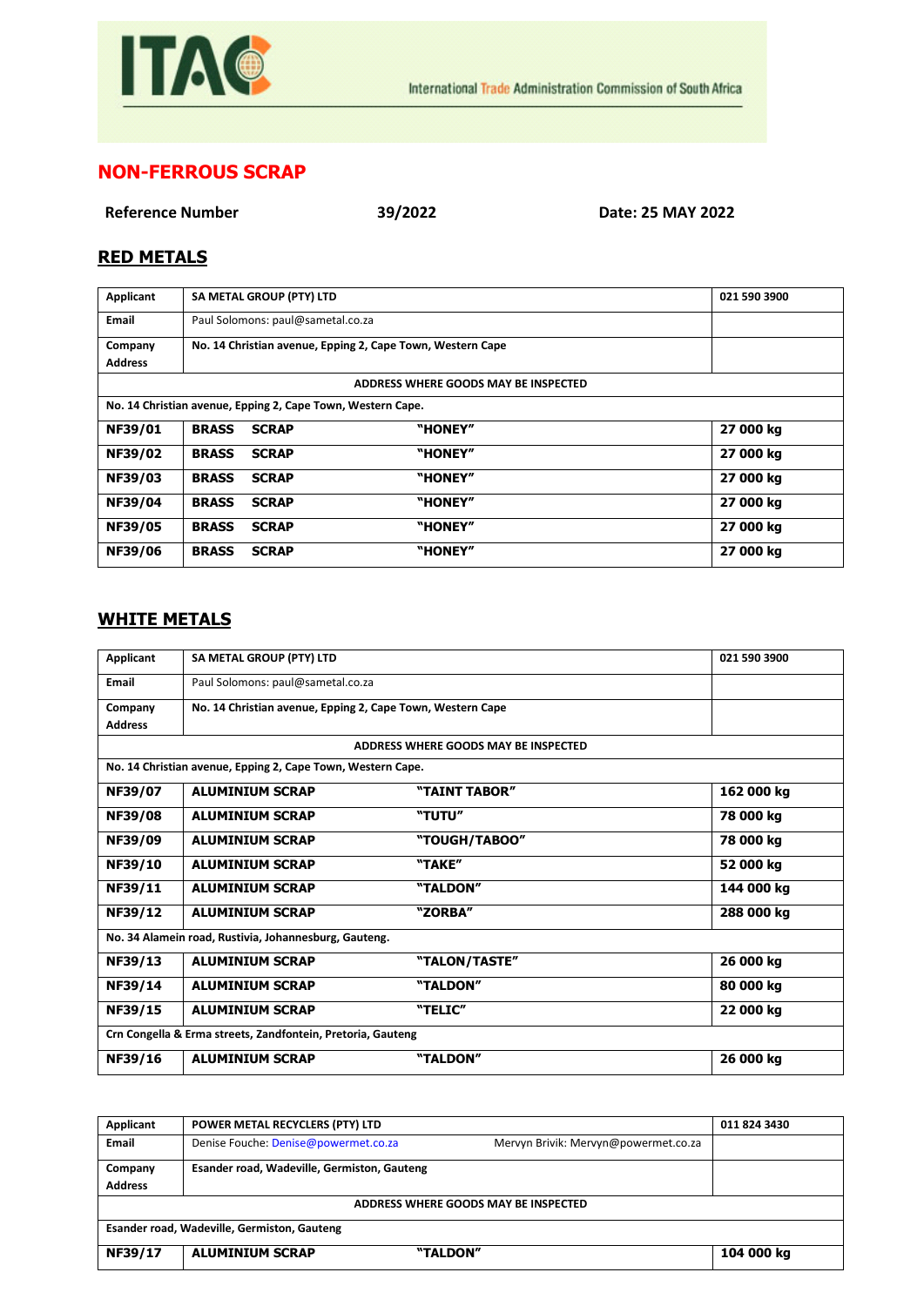ITAC

International Trade Administration Commission of South Africa

## NON-FERROUS SCRAP

**Reference Number** **39/2022** **Date: 25 MAY 2022**

### RED METALS

| Applicant | SA METAL GROUP (PTY) LTD | | 021 590 3900 |
|---|---|---|---|
| Email | Paul Solomons: paul@sametal.co.za | | |
| Company Address | No. 14 Christian avenue, Epping 2, Cape Town, Western Cape | | |
| ADDRESS WHERE GOODS MAY BE INSPECTED | | | |
| No. 14 Christian avenue, Epping 2, Cape Town, Western Cape. | | | |
| **NF39/01** | **BRASS SCRAP** | **"HONEY"** | **27 000 kg** |
| **NF39/02** | **BRASS SCRAP** | **"HONEY"** | **27 000 kg** |
| **NF39/03** | **BRASS SCRAP** | **"HONEY"** | **27 000 kg** |
| **NF39/04** | **BRASS SCRAP** | **"HONEY"** | **27 000 kg** |
| **NF39/05** | **BRASS SCRAP** | **"HONEY"** | **27 000 kg** |
| **NF39/06** | **BRASS SCRAP** | **"HONEY"** | **27 000 kg** |

### WHITE METALS

| Applicant | SA METAL GROUP (PTY) LTD | | 021 590 3900 |
|---|---|---|---|
| Email | Paul Solomons: paul@sametal.co.za | | |
| Company Address | No. 14 Christian avenue, Epping 2, Cape Town, Western Cape | | |
| ADDRESS WHERE GOODS MAY BE INSPECTED | | | |
| No. 14 Christian avenue, Epping 2, Cape Town, Western Cape. | | | |
| **NF39/07** | **ALUMINIUM SCRAP** | **"TAINT TABOR"** | **162 000 kg** |
| **NF39/08** | **ALUMINIUM SCRAP** | **"TUTU"** | **78 000 kg** |
| **NF39/09** | **ALUMINIUM SCRAP** | **"TOUGH/TABOO"** | **78 000 kg** |
| **NF39/10** | **ALUMINIUM SCRAP** | **"TAKE"** | **52 000 kg** |
| **NF39/11** | **ALUMINIUM SCRAP** | **"TALDON"** | **144 000 kg** |
| **NF39/12** | **ALUMINIUM SCRAP** | **"ZORBA"** | **288 000 kg** |
| No. 34 Alamein road, Rustivia, Johannesburg, Gauteng. | | | |
| **NF39/13** | **ALUMINIUM SCRAP** | **"TALON/TASTE"** | **26 000 kg** |
| **NF39/14** | **ALUMINIUM SCRAP** | **"TALDON"** | **80 000 kg** |
| **NF39/15** | **ALUMINIUM SCRAP** | **"TELIC"** | **22 000 kg** |
| Crn Congella & Erma streets, Zandfontein, Pretoria, Gauteng | | | |
| **NF39/16** | **ALUMINIUM SCRAP** | **"TALDON"** | **26 000 kg** |

| Applicant | POWER METAL RECYCLERS (PTY) LTD | | 011 824 3430 |
|---|---|---|---|
| Email | Denise Fouche: Denise@powermet.co.za | Mervyn Brivik: Mervyn@powermet.co.za | |
| Company Address | Esander road, Wadeville, Germiston, Gauteng | | |
| ADDRESS WHERE GOODS MAY BE INSPECTED | | | |
| Esander road, Wadeville, Germiston, Gauteng | | | |
| **NF39/17** | **ALUMINIUM SCRAP** | **"TALDON"** | **104 000 kg** |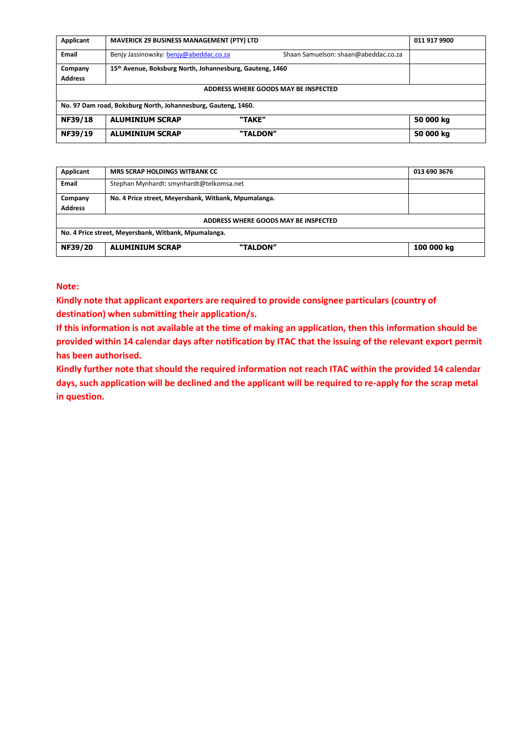| | | |
|---|---|---|
| **Applicant** | **MAVERICK 29 BUSINESS MANAGEMENT (PTY) LTD** | **011 917 9900** |
| **Email** | Benjy Jassinowsky: benjy@abeddac.co.za Shaan Samuelson: shaan@abeddac.co.za | |
| **Company Address** | **15th Avenue, Boksburg North, Johannesburg, Gauteng, 1460** | |
| **ADDRESS WHERE GOODS MAY BE INSPECTED** | | |
| **No. 97 Dam road, Boksburg North, Johannesburg, Gauteng, 1460.** | | |
| **NF39/18** | **ALUMINIUM SCRAP "TAKE"** | **50 000 kg** |
| **NF39/19** | **ALUMINIUM SCRAP "TALDON"** | **50 000 kg** |

| | | |
|---|---|---|
| **Applicant** | **MRS SCRAP HOLDINGS WITBANK CC** | **013 690 3676** |
| **Email** | Stephan Mynhardt: smynhardt@telkomsa.net | |
| **Company Address** | **No. 4 Price street, Meyersbank, Witbank, Mpumalanga.** | |
| **ADDRESS WHERE GOODS MAY BE INSPECTED** | | |
| **No. 4 Price street, Meyersbank, Witbank, Mpumalanga.** | | |
| **NF39/20** | **ALUMINIUM SCRAP "TALDON"** | **100 000 kg** |

**Note:**

**Kindly note that applicant exporters are required to provide consignee particulars (country of destination) when submitting their application/s.**

**If this information is not available at the time of making an application, then this information should be provided within 14 calendar days after notification by ITAC that the issuing of the relevant export permit has been authorised.**

**Kindly further note that should the required information not reach ITAC within the provided 14 calendar days, such application will be declined and the applicant will be required to re-apply for the scrap metal in question.**